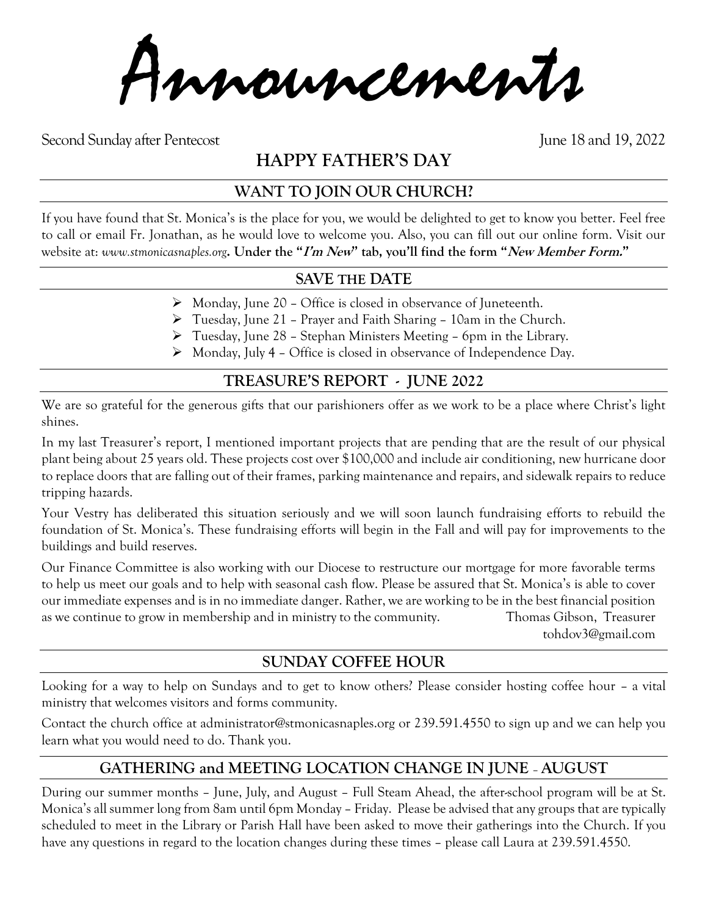# Announcements

Second Sunday after Pentecost June 18 and 19, 2022

## HAPPY FATHER'S DAY

## WANT TO JOIN OUR CHURCH?

If you have found that St. Monica's is the place for you, we would be delighted to get to know you better. Feel free to call or email Fr. Jonathan, as he would love to welcome you. Also, you can fill out our online form. Visit our website at: *www.stmonicasnaples.org*. **Under the "*I'm New*" tab, you'll find the form "*New Member Form.*"**

## SAVE THE DATE

- Monday, June 20 – Office is closed in observance of Juneteenth.
- Tuesday, June 21 – Prayer and Faith Sharing – 10am in the Church.
- Tuesday, June 28 – Stephan Ministers Meeting – 6pm in the Library.
- Monday, July 4 – Office is closed in observance of Independence Day.

## TREASURE'S REPORT - JUNE 2022

We are so grateful for the generous gifts that our parishioners offer as we work to be a place where Christ's light shines.

In my last Treasurer's report, I mentioned important projects that are pending that are the result of our physical plant being about 25 years old. These projects cost over $100,000 and include air conditioning, new hurricane door to replace doors that are falling out of their frames, parking maintenance and repairs, and sidewalk repairs to reduce tripping hazards.

Your Vestry has deliberated this situation seriously and we will soon launch fundraising efforts to rebuild the foundation of St. Monica's. These fundraising efforts will begin in the Fall and will pay for improvements to the buildings and build reserves.

Our Finance Committee is also working with our Diocese to restructure our mortgage for more favorable terms to help us meet our goals and to help with seasonal cash flow. Please be assured that St. Monica's is able to cover our immediate expenses and is in no immediate danger. Rather, we are working to be in the best financial position as we continue to grow in membership and in ministry to the community.

Thomas Gibson, Treasurer
tohdov3@gmail.com

## SUNDAY COFFEE HOUR

Looking for a way to help on Sundays and to get to know others? Please consider hosting coffee hour – a vital ministry that welcomes visitors and forms community.

Contact the church office at administrator@stmonicasnaples.org or 239.591.4550 to sign up and we can help you learn what you would need to do. Thank you.

## GATHERING and MEETING LOCATION CHANGE IN JUNE – AUGUST

During our summer months – June, July, and August – Full Steam Ahead, the after-school program will be at St. Monica's all summer long from 8am until 6pm Monday – Friday. Please be advised that any groups that are typically scheduled to meet in the Library or Parish Hall have been asked to move their gatherings into the Church. If you have any questions in regard to the location changes during these times – please call Laura at 239.591.4550.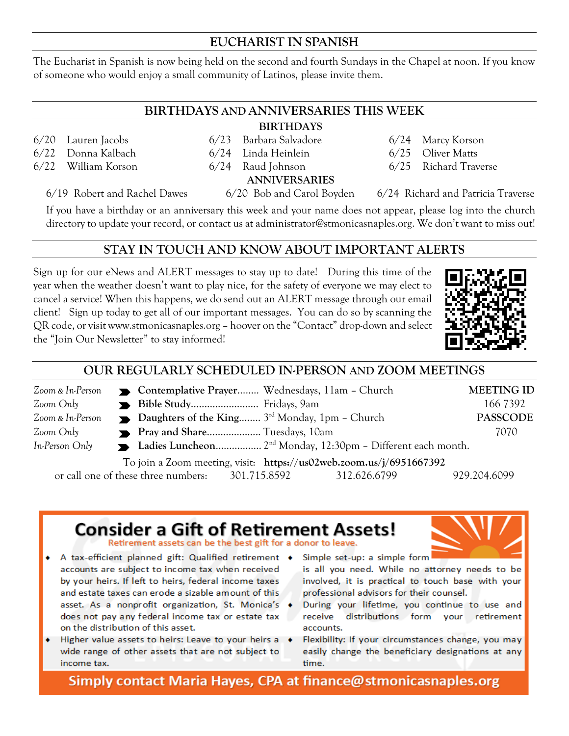## EUCHARIST IN SPANISH

The Eucharist in Spanish is now being held on the second and fourth Sundays in the Chapel at noon. If you know of someone who would enjoy a small community of Latinos, please invite them.

## BIRTHDAYS AND ANNIVERSARIES THIS WEEK

### BIRTHDAYS

| | | | | | |
|---|---|---|---|---|---|
| 6/20 | Lauren Jacobs | 6/23 | Barbara Salvadore | 6/24 | Marcy Korson |
| 6/22 | Donna Kalbach | 6/24 | Linda Heinlein | 6/25 | Oliver Matts |
| 6/22 | William Korson | 6/24 | Raud Johnson | 6/25 | Richard Traverse |

### ANNIVERSARIES

6/19 Robert and Rachel Dawes
6/20 Bob and Carol Boyden
6/24 Richard and Patricia Traverse

If you have a birthday or an anniversary this week and your name does not appear, please log into the church directory to update your record, or contact us at administrator@stmonicasnaples.org. We don't want to miss out!

## STAY IN TOUCH AND KNOW ABOUT IMPORTANT ALERTS

Sign up for our eNews and ALERT messages to stay up to date! During this time of the year when the weather doesn't want to play nice, for the safety of everyone we may elect to cancel a service! When this happens, we do send out an ALERT message through our email client! Sign up today to get all of our important messages. You can do so by scanning the QR code, or visit www.stmonicasnaples.org – hoover on the "Contact" drop-down and select the "Join Our Newsletter" to stay informed!

## OUR REGULARLY SCHEDULED IN-PERSON AND ZOOM MEETINGS

| | | | |
|---|---|---|---|
| *Zoom & In-Person* | **Contemplative Prayer** | Wednesdays, 11am – Church | **MEETING ID** |
| *Zoom Only* | **Bible Study** | Fridays, 9am | 166 7392 |
| *Zoom & In-Person* | **Daughters of the King** | 3rd Monday, 1pm – Church | **PASSCODE** |
| *Zoom Only* | **Pray and Share** | Tuesdays, 10am | 7070 |
| *In-Person Only* | **Ladies Luncheon** | 2nd Monday, 12:30pm – Different each month. | |

To join a Zoom meeting, visit: **https://us02web.zoom.us/j/6951667392**

or call one of these three numbers: 301.715.8592 312.626.6799 929.204.6099

## Consider a Gift of Retirement Assets!

Retirement assets can be the best gift for a donor to leave.

- A tax-efficient planned gift: Qualified retirement accounts are subject to income tax when received by your heirs. If left to heirs, federal income taxes and estate taxes can erode a sizable amount of this asset. As a nonprofit organization, St. Monica's does not pay any federal income tax or estate tax on the distribution of this asset.
- Higher value assets to heirs: Leave to your heirs a wide range of other assets that are not subject to income tax.
- Simple set-up: a simple form is all you need. While no attorney needs to be involved, it is practical to touch base with your professional advisors for their counsel.
- During your lifetime, you continue to use and receive distributions form your retirement accounts.
- Flexibility: If your circumstances change, you may easily change the beneficiary designations at any time.

**Simply contact Maria Hayes, CPA at finance@stmonicasnaples.org**